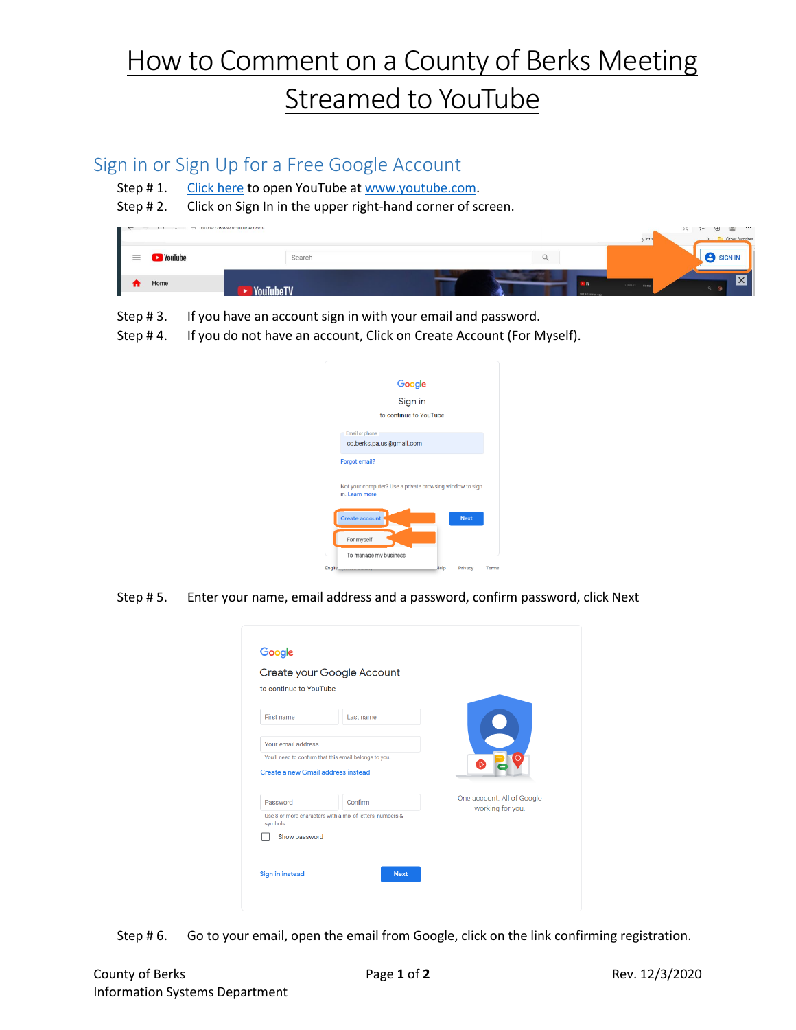# How to Comment on a County of Berks Meeting Streamed to YouTube

## Sign in or Sign Up for a Free Google Account

Step # 1. Click here to open YouTube at www.youtube.com.

Step # 2. Click on Sign In in the upper right-hand corner of screen.

Step # 3. If you have an account sign in with your email and password.

Step # 4. If you do not have an account, Click on Create Account (For Myself).

Step # 5. Enter your name, email address and a password, confirm password, click Next

Step # 6. Go to your email, open the email from Google, click on the link confirming registration.

County of Berks
Information Systems Department

Rev. 12/3/2020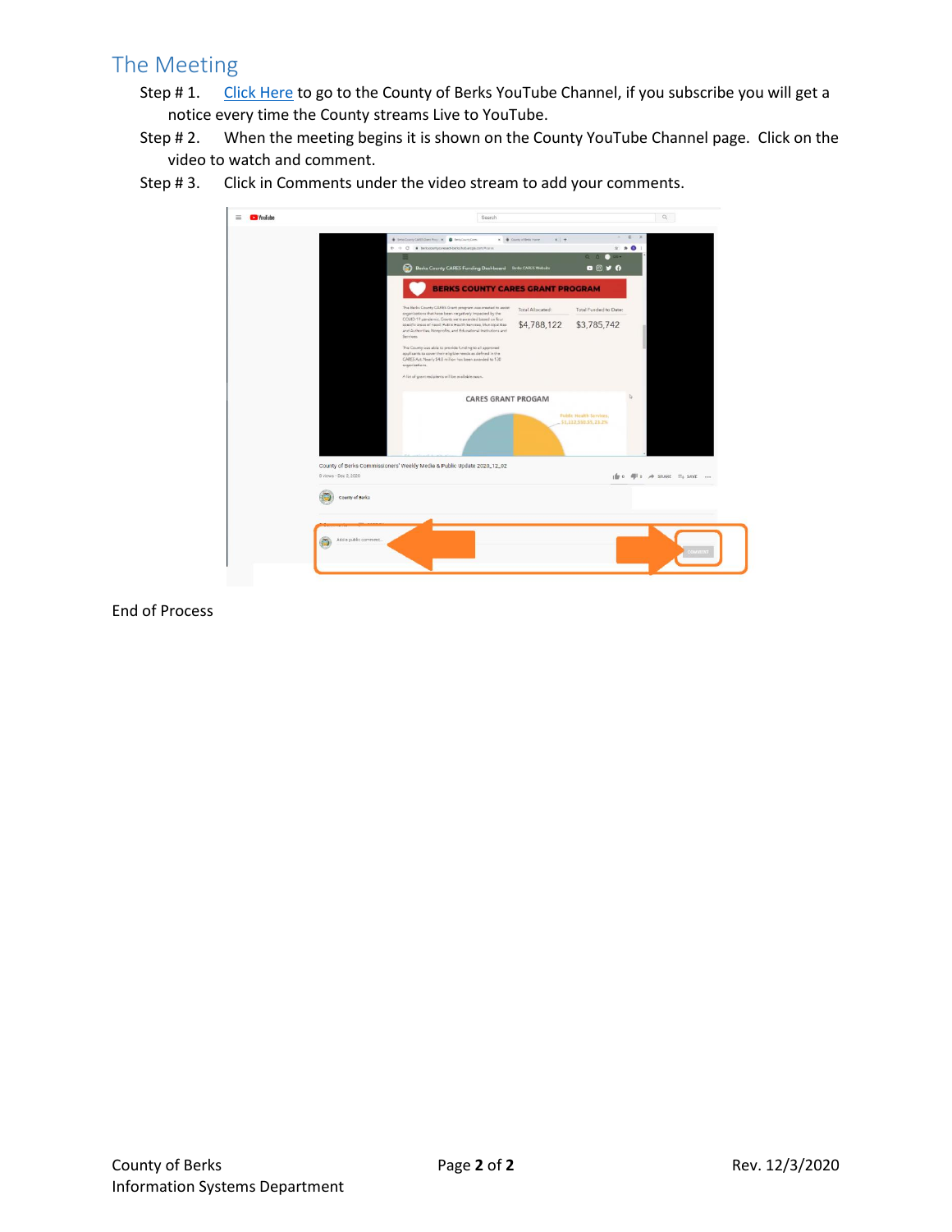## The Meeting

Step # 1. Click Here to go to the County of Berks YouTube Channel, if you subscribe you will get a notice every time the County streams Live to YouTube.

Step # 2. When the meeting begins it is shown on the County YouTube Channel page. Click on the video to watch and comment.

Step # 3. Click in Comments under the video stream to add your comments.

End of Process